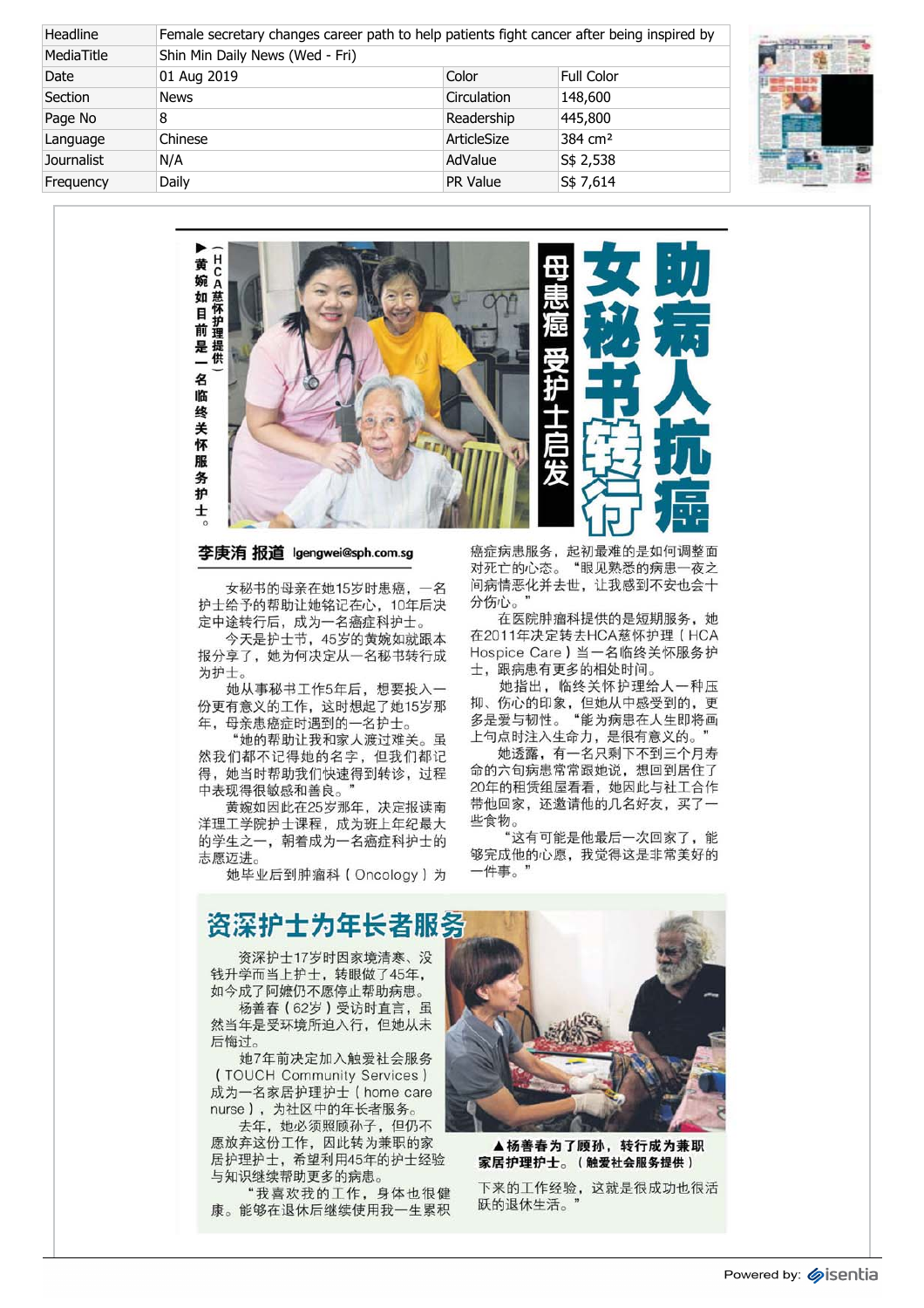| Headline | Female secretary changes career path to help patients fight cancer after being inspired by | | |
|---|---|---|---|
| MediaTitle | Shin Min Daily News (Wed - Fri) | | |
| Date | 01 Aug 2019 | Color | Full Color |
| Section | News | Circulation | 148,600 |
| Page No | 8 | Readership | 445,800 |
| Language | Chinese | ArticleSize | 384 cm² |
| Journalist | N/A | AdValue | S$ 2,538 |
| Frequency | Daily | PR Value | S$ 7,614 |

# 助病人抗癌 女秘书转行

## 母患癌 受护士启发

▶黄婉如目前是一名临终关怀服务护士。（HCA慈怀护理提供）

**李庚润 报道** lgengwei@sph.com.sg

女秘书的母亲在她15岁时患癌，一名护士给予的帮助让她铭记在心，10年后决定中途转行后，成为一名癌症科护士。

今天是护士节，45岁的黄婉如就跟本报分享了，她为何决定从一名秘书转行成为护士。

她从事秘书工作5年后，想要投入一份更有意义的工作，这时想起了她15岁那年，母亲患癌症时遇到的一名护士。

"她的帮助让我和家人渡过难关。虽然我们都不记得她的名字，但我们都记得，她当时帮助我们快速得到转诊，过程中表现得很敏感和善良。"

黄婉如因此在25岁那年，决定报读南洋理工学院护士课程，成为班上年纪最大的学生之一，朝着成为一名癌症科护士的志愿迈进。

她毕业后到肿瘤科（Oncology）为癌症病患服务，起初最难的是如何调整面对死亡的心态。"眼见熟悉的病患一夜之间病情恶化并去世，让我感到不安也会十分伤心。"

在医院肿瘤科提供的是短期服务，她在2011年决定转去HCA慈怀护理（HCA Hospice Care）当一名临终关怀服务护士，跟病患有更多的相处时间。

她指出，临终关怀护理给人一种压抑、伤心的印象，但她从中感受到的，更多是爱与韧性。"能为病患在人生即将画上句点时注入生命力，是很有意义的。"

她透露，有一名只剩下不到三个月寿命的六旬病患常常跟她说，想回到居住了20年的租赁组屋看看，她因此与社工合作带他回家，还邀请他的几名好友，买了一些食物。

"这有可能是他最后一次回家了，能够完成他的心愿，我觉得这是非常美好的一件事。"

## 资深护士为年长者服务

资深护士17岁时因家境清寒、没钱升学而当上护士，转眼做了45年，如今成了阿嬷仍不愿停止帮助病患。

杨善春（62岁）受访时直言，虽然当年是受环境所迫入行，但她从未后悔过。

她7年前决定加入触爱社会服务（TOUCH Community Services）成为一名家居护理护士（home care nurse），为社区中的年长者服务。

去年，她必须照顾孙子，但仍不愿放弃这份工作，因此转为兼职的家居护理护士，希望利用45年的护士经验与知识继续帮助更多的病患。

"我喜欢我的工作，身体也很健康。能够在退休后继续使用我一生累积下来的工作经验，这就是很成功也很活跃的退休生活。"

▲杨善春为了顾孙，转行成为兼职家居护理护士。（触爱社会服务提供）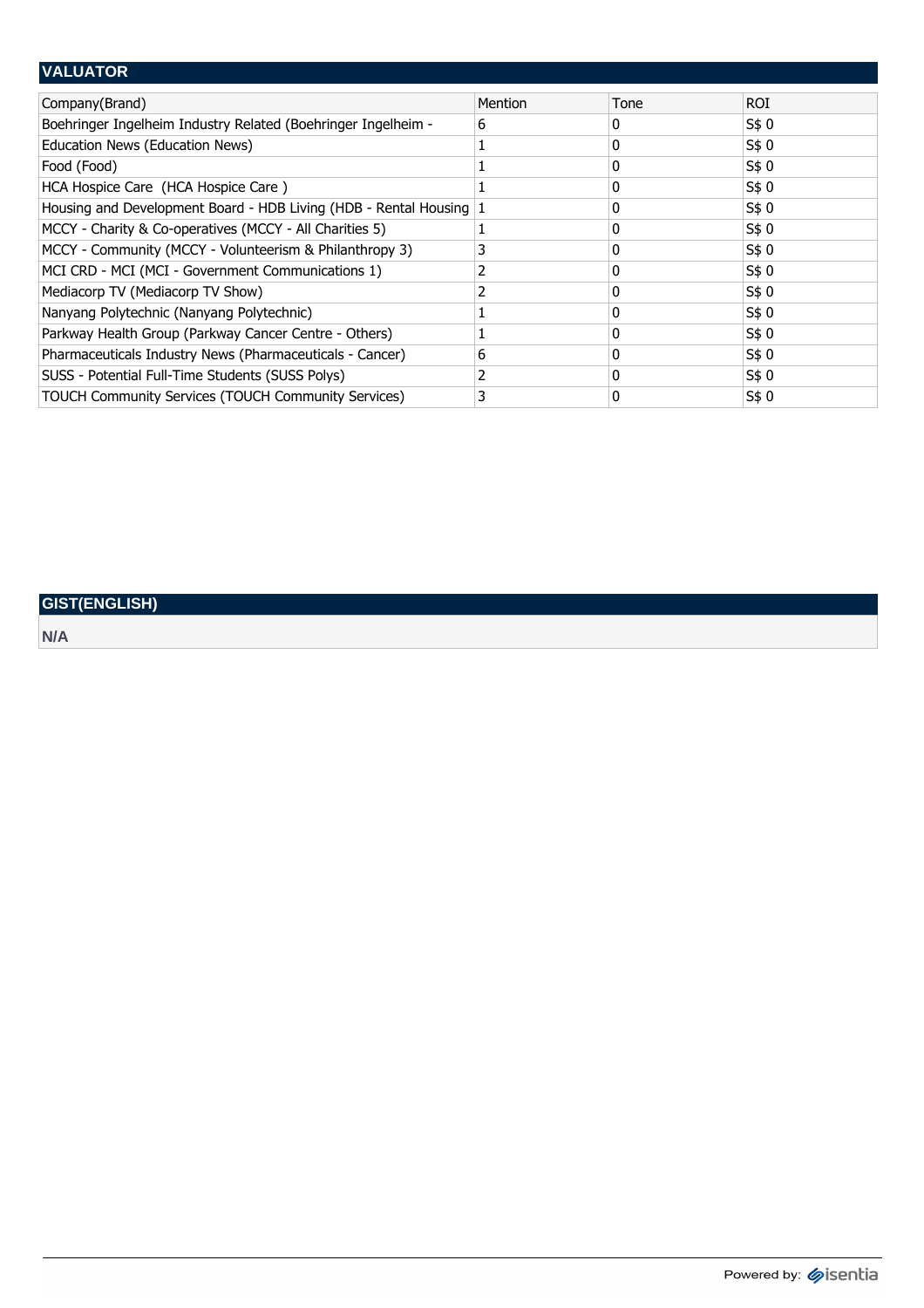## VALUATOR

| Company(Brand) | Mention | Tone | ROI |
|---|---|---|---|
| Boehringer Ingelheim Industry Related (Boehringer Ingelheim - | 6 | 0 | S$ 0 |
| Education News (Education News) | 1 | 0 | S$ 0 |
| Food (Food) | 1 | 0 | S$ 0 |
| HCA Hospice Care  (HCA Hospice Care ) | 1 | 0 | S$ 0 |
| Housing and Development Board - HDB Living (HDB - Rental Housing | 1 | 0 | S$ 0 |
| MCCY - Charity & Co-operatives (MCCY - All Charities 5) | 1 | 0 | S$ 0 |
| MCCY - Community (MCCY - Volunteerism & Philanthropy 3) | 3 | 0 | S$ 0 |
| MCI CRD - MCI (MCI - Government Communications 1) | 2 | 0 | S$ 0 |
| Mediacorp TV (Mediacorp TV Show) | 2 | 0 | S$ 0 |
| Nanyang Polytechnic (Nanyang Polytechnic) | 1 | 0 | S$ 0 |
| Parkway Health Group (Parkway Cancer Centre - Others) | 1 | 0 | S$ 0 |
| Pharmaceuticals Industry News (Pharmaceuticals - Cancer) | 6 | 0 | S$ 0 |
| SUSS - Potential Full-Time Students (SUSS Polys) | 2 | 0 | S$ 0 |
| TOUCH Community Services (TOUCH Community Services) | 3 | 0 | S$ 0 |

## GIST(ENGLISH)

**N/A**

Powered by: isentia